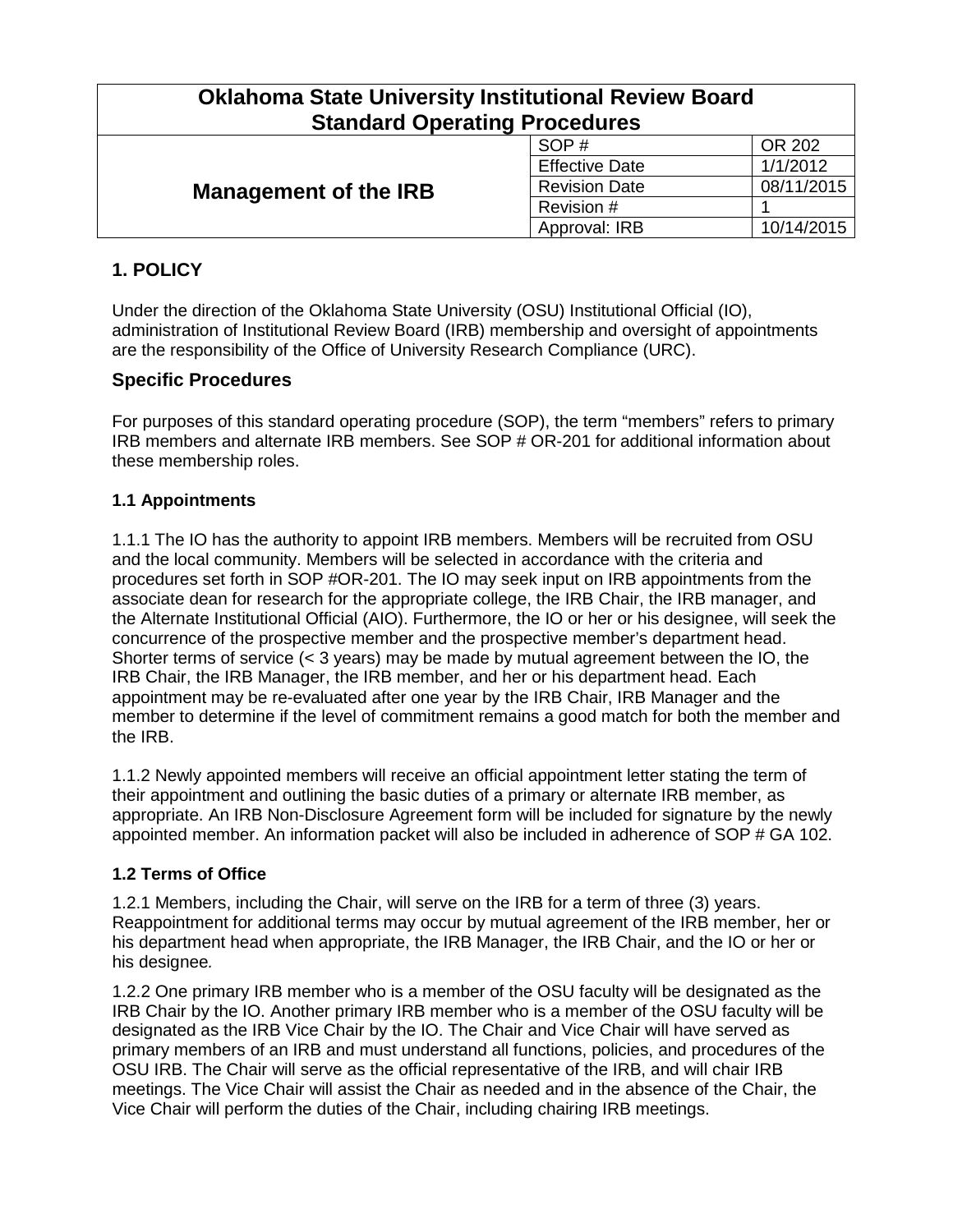| Oklahoma State University Institutional Review Board Standard Operating Procedures | | |
|---|---|---|
| **Management of the IRB** | SOP # | OR 202 |
| | Effective Date | 1/1/2012 |
| | Revision Date | 08/11/2015 |
| | Revision # | 1 |
| | Approval: IRB | 10/14/2015 |

## 1. POLICY

Under the direction of the Oklahoma State University (OSU) Institutional Official (IO), administration of Institutional Review Board (IRB) membership and oversight of appointments are the responsibility of the Office of University Research Compliance (URC).

## Specific Procedures

For purposes of this standard operating procedure (SOP), the term "members" refers to primary IRB members and alternate IRB members. See SOP # OR-201 for additional information about these membership roles.

### 1.1 Appointments

1.1.1 The IO has the authority to appoint IRB members. Members will be recruited from OSU and the local community. Members will be selected in accordance with the criteria and procedures set forth in SOP #OR-201. The IO may seek input on IRB appointments from the associate dean for research for the appropriate college, the IRB Chair, the IRB manager, and the Alternate Institutional Official (AIO). Furthermore, the IO or her or his designee, will seek the concurrence of the prospective member and the prospective member's department head. Shorter terms of service (< 3 years) may be made by mutual agreement between the IO, the IRB Chair, the IRB Manager, the IRB member, and her or his department head. Each appointment may be re-evaluated after one year by the IRB Chair, IRB Manager and the member to determine if the level of commitment remains a good match for both the member and the IRB.

1.1.2 Newly appointed members will receive an official appointment letter stating the term of their appointment and outlining the basic duties of a primary or alternate IRB member, as appropriate. An IRB Non-Disclosure Agreement form will be included for signature by the newly appointed member. An information packet will also be included in adherence of SOP # GA 102.

### 1.2 Terms of Office

1.2.1 Members, including the Chair, will serve on the IRB for a term of three (3) years. Reappointment for additional terms may occur by mutual agreement of the IRB member, her or his department head when appropriate, the IRB Manager, the IRB Chair, and the IO or her or his designee.

1.2.2 One primary IRB member who is a member of the OSU faculty will be designated as the IRB Chair by the IO. Another primary IRB member who is a member of the OSU faculty will be designated as the IRB Vice Chair by the IO. The Chair and Vice Chair will have served as primary members of an IRB and must understand all functions, policies, and procedures of the OSU IRB. The Chair will serve as the official representative of the IRB, and will chair IRB meetings. The Vice Chair will assist the Chair as needed and in the absence of the Chair, the Vice Chair will perform the duties of the Chair, including chairing IRB meetings.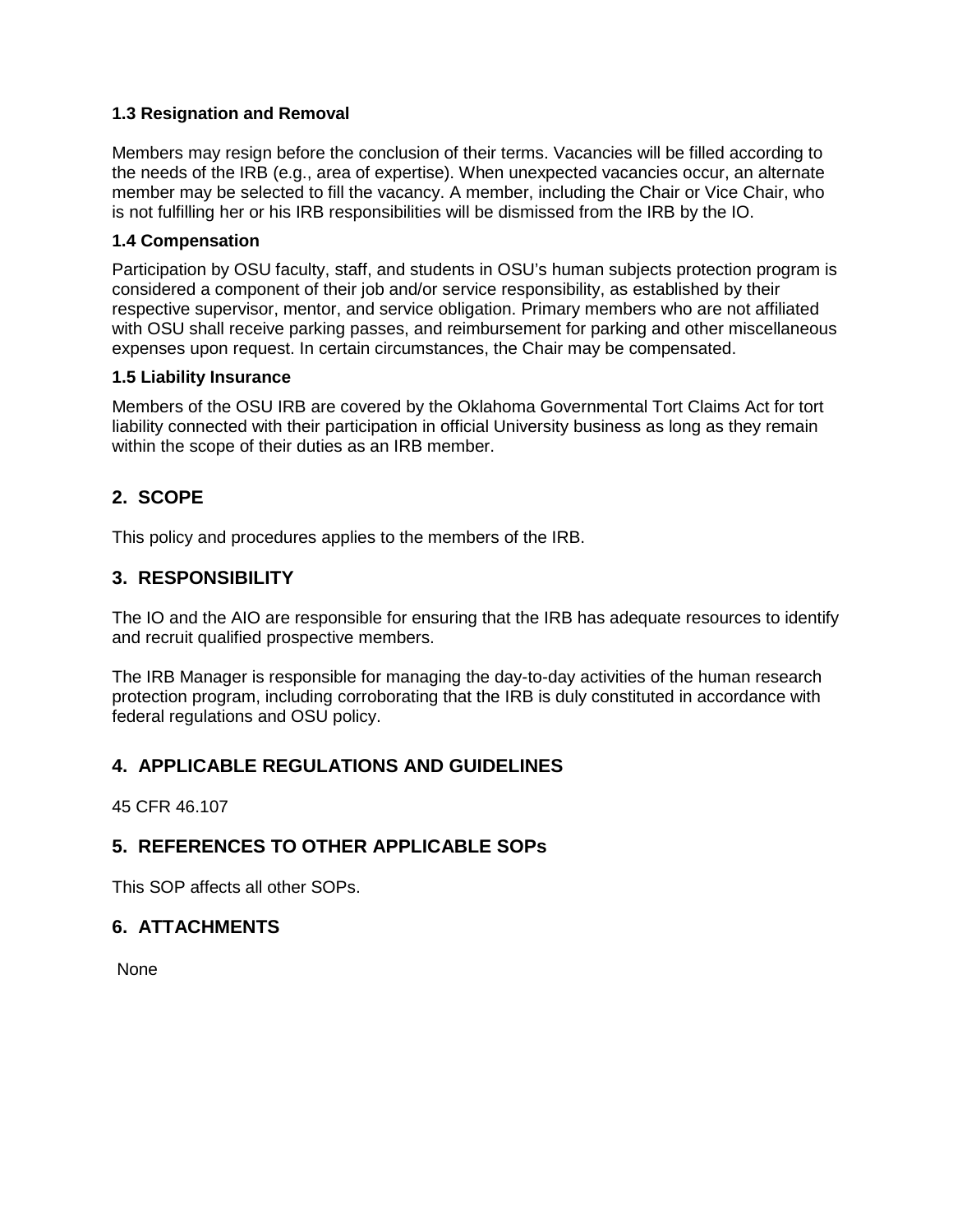### 1.3 Resignation and Removal

Members may resign before the conclusion of their terms. Vacancies will be filled according to the needs of the IRB (e.g., area of expertise). When unexpected vacancies occur, an alternate member may be selected to fill the vacancy. A member, including the Chair or Vice Chair, who is not fulfilling her or his IRB responsibilities will be dismissed from the IRB by the IO.

### 1.4 Compensation

Participation by OSU faculty, staff, and students in OSU's human subjects protection program is considered a component of their job and/or service responsibility, as established by their respective supervisor, mentor, and service obligation. Primary members who are not affiliated with OSU shall receive parking passes, and reimbursement for parking and other miscellaneous expenses upon request. In certain circumstances, the Chair may be compensated.

### 1.5 Liability Insurance

Members of the OSU IRB are covered by the Oklahoma Governmental Tort Claims Act for tort liability connected with their participation in official University business as long as they remain within the scope of their duties as an IRB member.

## 2. SCOPE

This policy and procedures applies to the members of the IRB.

## 3. RESPONSIBILITY

The IO and the AIO are responsible for ensuring that the IRB has adequate resources to identify and recruit qualified prospective members.

The IRB Manager is responsible for managing the day-to-day activities of the human research protection program, including corroborating that the IRB is duly constituted in accordance with federal regulations and OSU policy.

## 4. APPLICABLE REGULATIONS AND GUIDELINES

45 CFR 46.107

## 5. REFERENCES TO OTHER APPLICABLE SOPs

This SOP affects all other SOPs.

## 6. ATTACHMENTS

None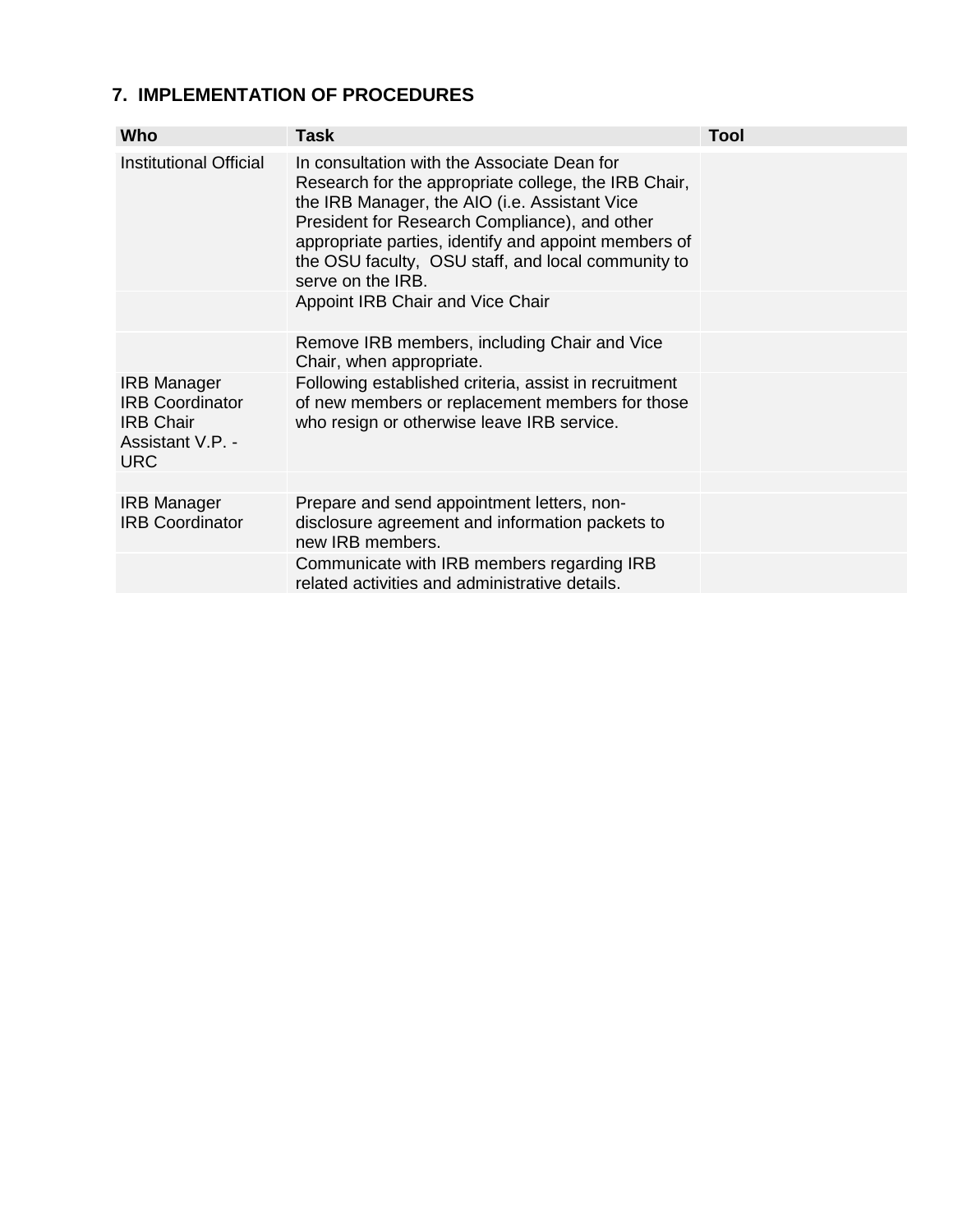## 7. IMPLEMENTATION OF PROCEDURES

| Who | Task | Tool |
|---|---|---|
| Institutional Official | In consultation with the Associate Dean for Research for the appropriate college, the IRB Chair, the IRB Manager, the AIO (i.e. Assistant Vice President for Research Compliance), and other appropriate parties, identify and appoint members of the OSU faculty, OSU staff, and local community to serve on the IRB. | |
| | Appoint IRB Chair and Vice Chair | |
| | Remove IRB members, including Chair and Vice Chair, when appropriate. | |
| IRB Manager<br>IRB Coordinator<br>IRB Chair<br>Assistant V.P. - URC | Following established criteria, assist in recruitment of new members or replacement members for those who resign or otherwise leave IRB service. | |
| | | |
| IRB Manager<br>IRB Coordinator | Prepare and send appointment letters, non-disclosure agreement and information packets to new IRB members. | |
| | Communicate with IRB members regarding IRB related activities and administrative details. | |